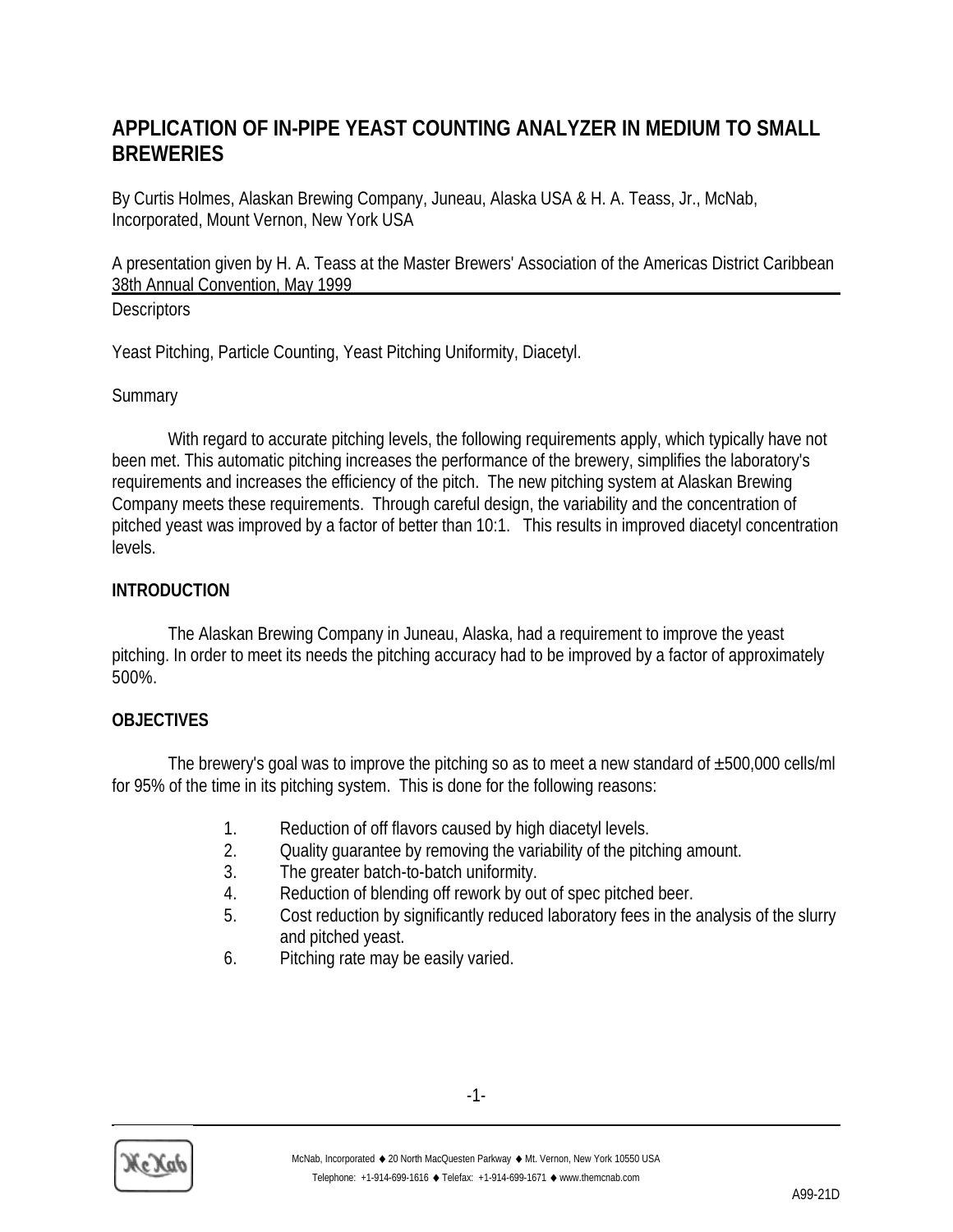# APPLICATION OF IN-PIPE YEAST COUNTING ANALYZER IN MEDIUM TO SMALL BREWERIES

By Curtis Holmes, Alaskan Brewing Company, Juneau, Alaska USA & H. A. Teass, Jr., McNab, Incorporated, Mount Vernon, New York USA

A presentation given by H. A. Teass at the Master Brewers' Association of the Americas District Caribbean 38th Annual Convention, May 1999

Descriptors

Yeast Pitching, Particle Counting, Yeast Pitching Uniformity, Diacetyl.

Summary

With regard to accurate pitching levels, the following requirements apply, which typically have not been met. This automatic pitching increases the performance of the brewery, simplifies the laboratory's requirements and increases the efficiency of the pitch. The new pitching system at Alaskan Brewing Company meets these requirements. Through careful design, the variability and the concentration of pitched yeast was improved by a factor of better than 10:1. This results in improved diacetyl concentration levels.

## INTRODUCTION

The Alaskan Brewing Company in Juneau, Alaska, had a requirement to improve the yeast pitching. In order to meet its needs the pitching accuracy had to be improved by a factor of approximately 500%.

## OBJECTIVES

The brewery's goal was to improve the pitching so as to meet a new standard of ±500,000 cells/ml for 95% of the time in its pitching system. This is done for the following reasons:

1. Reduction of off flavors caused by high diacetyl levels.
2. Quality guarantee by removing the variability of the pitching amount.
3. The greater batch-to-batch uniformity.
4. Reduction of blending off rework by out of spec pitched beer.
5. Cost reduction by significantly reduced laboratory fees in the analysis of the slurry and pitched yeast.
6. Pitching rate may be easily varied.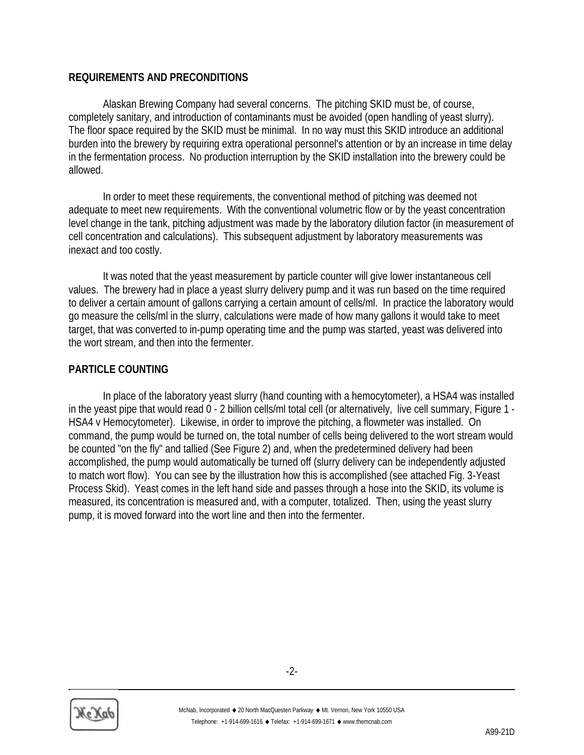## REQUIREMENTS AND PRECONDITIONS

Alaskan Brewing Company had several concerns. The pitching SKID must be, of course, completely sanitary, and introduction of contaminants must be avoided (open handling of yeast slurry). The floor space required by the SKID must be minimal. In no way must this SKID introduce an additional burden into the brewery by requiring extra operational personnel's attention or by an increase in time delay in the fermentation process. No production interruption by the SKID installation into the brewery could be allowed.

In order to meet these requirements, the conventional method of pitching was deemed not adequate to meet new requirements. With the conventional volumetric flow or by the yeast concentration level change in the tank, pitching adjustment was made by the laboratory dilution factor (in measurement of cell concentration and calculations). This subsequent adjustment by laboratory measurements was inexact and too costly.

It was noted that the yeast measurement by particle counter will give lower instantaneous cell values. The brewery had in place a yeast slurry delivery pump and it was run based on the time required to deliver a certain amount of gallons carrying a certain amount of cells/ml. In practice the laboratory would go measure the cells/ml in the slurry, calculations were made of how many gallons it would take to meet target, that was converted to in-pump operating time and the pump was started, yeast was delivered into the wort stream, and then into the fermenter.

## PARTICLE COUNTING

In place of the laboratory yeast slurry (hand counting with a hemocytometer), a HSA4 was installed in the yeast pipe that would read 0 - 2 billion cells/ml total cell (or alternatively, live cell summary, Figure 1 - HSA4 v Hemocytometer). Likewise, in order to improve the pitching, a flowmeter was installed. On command, the pump would be turned on, the total number of cells being delivered to the wort stream would be counted "on the fly" and tallied (See Figure 2) and, when the predetermined delivery had been accomplished, the pump would automatically be turned off (slurry delivery can be independently adjusted to match wort flow). You can see by the illustration how this is accomplished (see attached Fig. 3-Yeast Process Skid). Yeast comes in the left hand side and passes through a hose into the SKID, its volume is measured, its concentration is measured and, with a computer, totalized. Then, using the yeast slurry pump, it is moved forward into the wort line and then into the fermenter.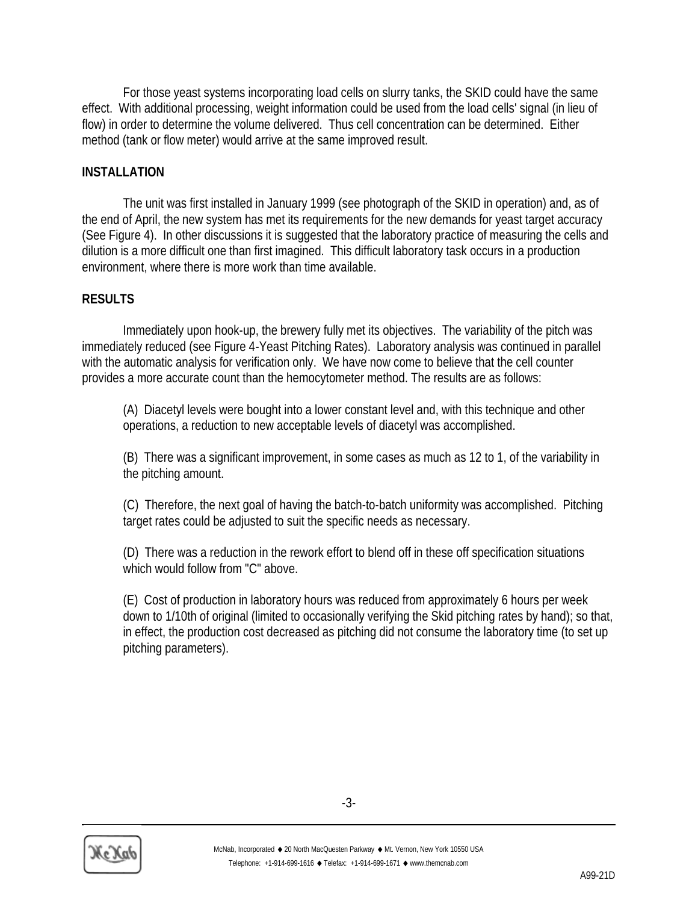For those yeast systems incorporating load cells on slurry tanks, the SKID could have the same effect. With additional processing, weight information could be used from the load cells' signal (in lieu of flow) in order to determine the volume delivered. Thus cell concentration can be determined. Either method (tank or flow meter) would arrive at the same improved result.

**INSTALLATION**

The unit was first installed in January 1999 (see photograph of the SKID in operation) and, as of the end of April, the new system has met its requirements for the new demands for yeast target accuracy (See Figure 4). In other discussions it is suggested that the laboratory practice of measuring the cells and dilution is a more difficult one than first imagined. This difficult laboratory task occurs in a production environment, where there is more work than time available.

**RESULTS**

Immediately upon hook-up, the brewery fully met its objectives. The variability of the pitch was immediately reduced (see Figure 4-Yeast Pitching Rates). Laboratory analysis was continued in parallel with the automatic analysis for verification only. We have now come to believe that the cell counter provides a more accurate count than the hemocytometer method. The results are as follows:

(A) Diacetyl levels were bought into a lower constant level and, with this technique and other operations, a reduction to new acceptable levels of diacetyl was accomplished.

(B) There was a significant improvement, in some cases as much as 12 to 1, of the variability in the pitching amount.

(C) Therefore, the next goal of having the batch-to-batch uniformity was accomplished. Pitching target rates could be adjusted to suit the specific needs as necessary.

(D) There was a reduction in the rework effort to blend off in these off specification situations which would follow from "C" above.

(E) Cost of production in laboratory hours was reduced from approximately 6 hours per week down to 1/10th of original (limited to occasionally verifying the Skid pitching rates by hand); so that, in effect, the production cost decreased as pitching did not consume the laboratory time (to set up pitching parameters).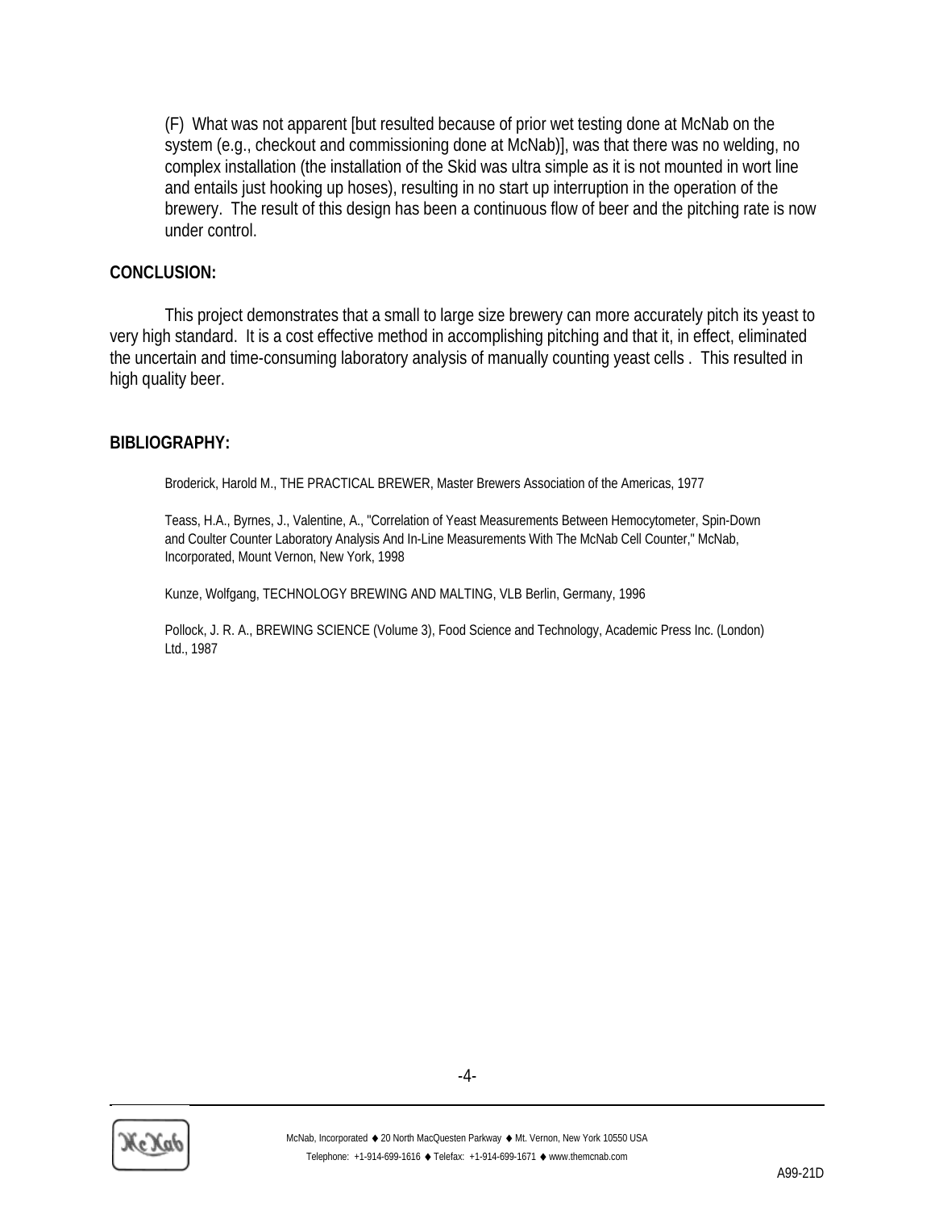(F)  What was not apparent [but resulted because of prior wet testing done at McNab on the system (e.g., checkout and commissioning done at McNab)], was that there was no welding, no complex installation (the installation of the Skid was ultra simple as it is not mounted in wort line and entails just hooking up hoses), resulting in no start up interruption in the operation of the brewery.  The result of this design has been a continuous flow of beer and the pitching rate is now under control.

## CONCLUSION:

This project demonstrates that a small to large size brewery can more accurately pitch its yeast to very high standard.  It is a cost effective method in accomplishing pitching and that it, in effect, eliminated the uncertain and time-consuming laboratory analysis of manually counting yeast cells .  This resulted in high quality beer.

## BIBLIOGRAPHY:

Broderick, Harold M., THE PRACTICAL BREWER, Master Brewers Association of the Americas, 1977

Teass, H.A., Byrnes, J., Valentine, A., "Correlation of Yeast Measurements Between Hemocytometer, Spin-Down and Coulter Counter Laboratory Analysis And In-Line Measurements With The McNab Cell Counter," McNab, Incorporated, Mount Vernon, New York, 1998

Kunze, Wolfgang, TECHNOLOGY BREWING AND MALTING, VLB Berlin, Germany, 1996

Pollock, J. R. A., BREWING SCIENCE (Volume 3), Food Science and Technology, Academic Press Inc. (London) Ltd., 1987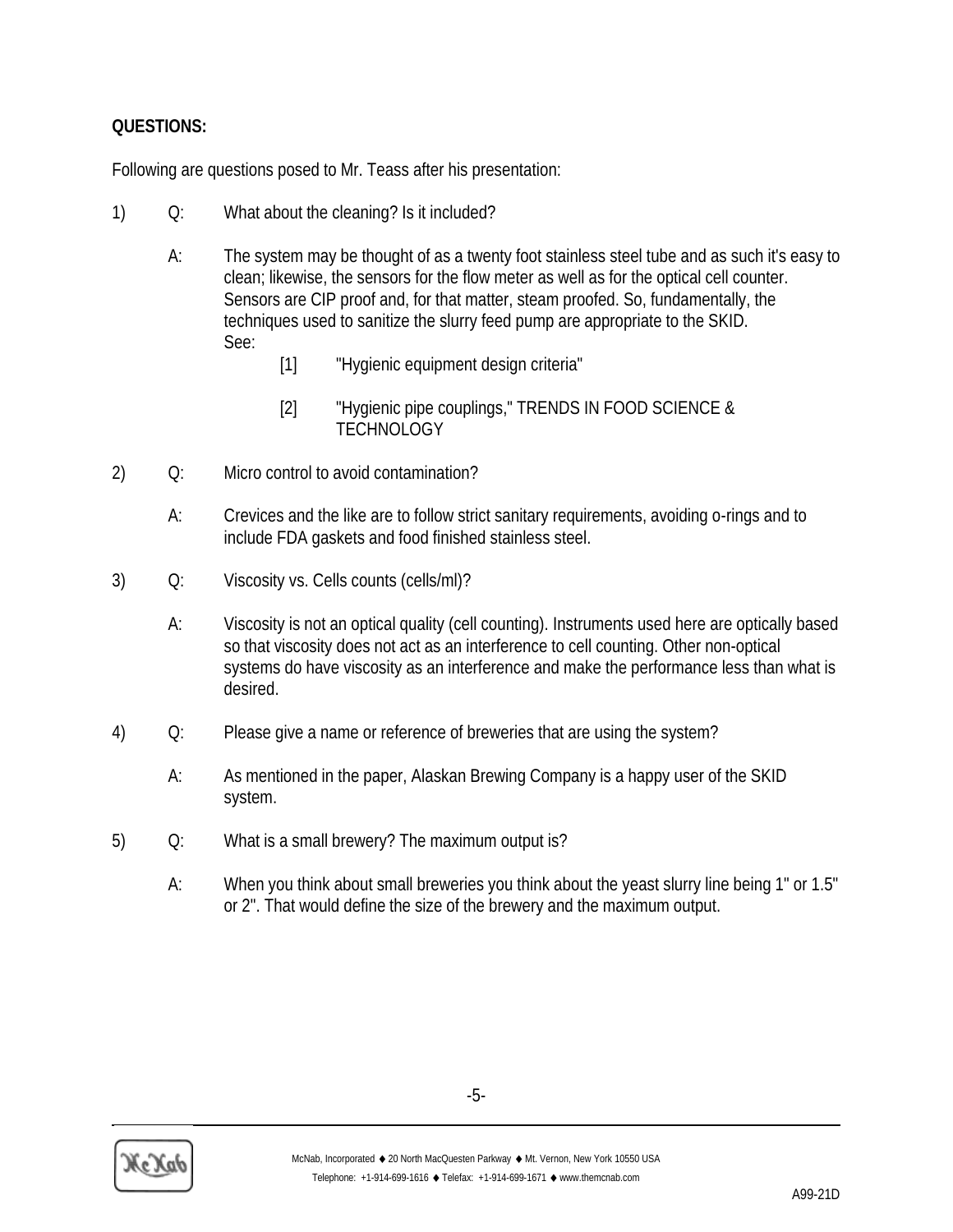**QUESTIONS:**

Following are questions posed to Mr. Teass after his presentation:

1) Q: What about the cleaning? Is it included?

   A: The system may be thought of as a twenty foot stainless steel tube and as such it's easy to clean; likewise, the sensors for the flow meter as well as for the optical cell counter. Sensors are CIP proof and, for that matter, steam proofed. So, fundamentally, the techniques used to sanitize the slurry feed pump are appropriate to the SKID.
   See:

   [1] "Hygienic equipment design criteria"

   [2] "Hygienic pipe couplings," TRENDS IN FOOD SCIENCE & TECHNOLOGY

2) Q: Micro control to avoid contamination?

   A: Crevices and the like are to follow strict sanitary requirements, avoiding o-rings and to include FDA gaskets and food finished stainless steel.

3) Q: Viscosity vs. Cells counts (cells/ml)?

   A: Viscosity is not an optical quality (cell counting). Instruments used here are optically based so that viscosity does not act as an interference to cell counting. Other non-optical systems do have viscosity as an interference and make the performance less than what is desired.

4) Q: Please give a name or reference of breweries that are using the system?

   A: As mentioned in the paper, Alaskan Brewing Company is a happy user of the SKID system.

5) Q: What is a small brewery? The maximum output is?

   A: When you think about small breweries you think about the yeast slurry line being 1" or 1.5" or 2". That would define the size of the brewery and the maximum output.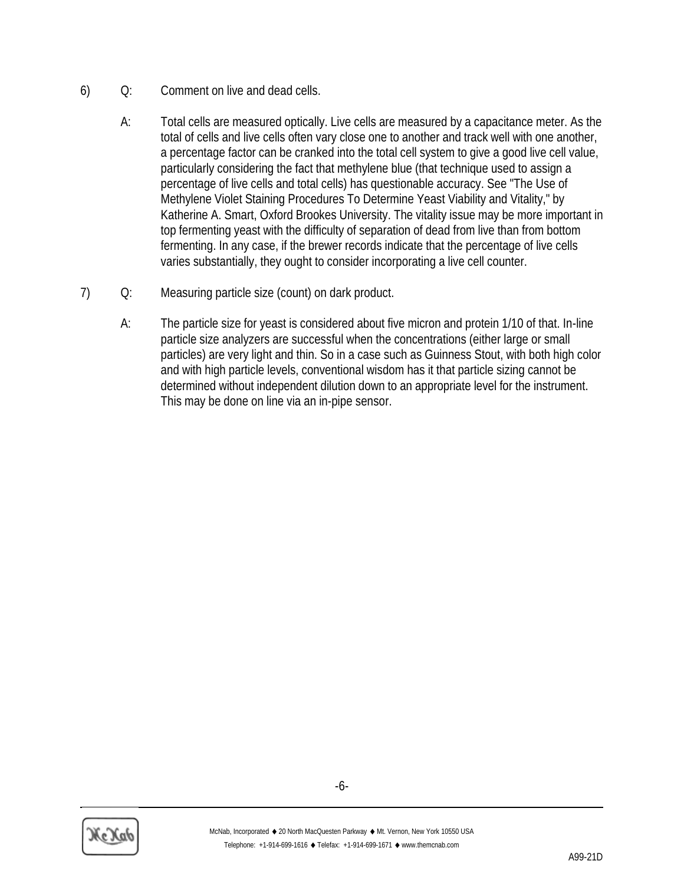6) Q: Comment on live and dead cells.

   A: Total cells are measured optically. Live cells are measured by a capacitance meter. As the total of cells and live cells often vary close one to another and track well with one another, a percentage factor can be cranked into the total cell system to give a good live cell value, particularly considering the fact that methylene blue (that technique used to assign a percentage of live cells and total cells) has questionable accuracy. See "The Use of Methylene Violet Staining Procedures To Determine Yeast Viability and Vitality," by Katherine A. Smart, Oxford Brookes University. The vitality issue may be more important in top fermenting yeast with the difficulty of separation of dead from live than from bottom fermenting. In any case, if the brewer records indicate that the percentage of live cells varies substantially, they ought to consider incorporating a live cell counter.

7) Q: Measuring particle size (count) on dark product.

   A: The particle size for yeast is considered about five micron and protein 1/10 of that. In-line particle size analyzers are successful when the concentrations (either large or small particles) are very light and thin. So in a case such as Guinness Stout, with both high color and with high particle levels, conventional wisdom has it that particle sizing cannot be determined without independent dilution down to an appropriate level for the instrument. This may be done on line via an in-pipe sensor.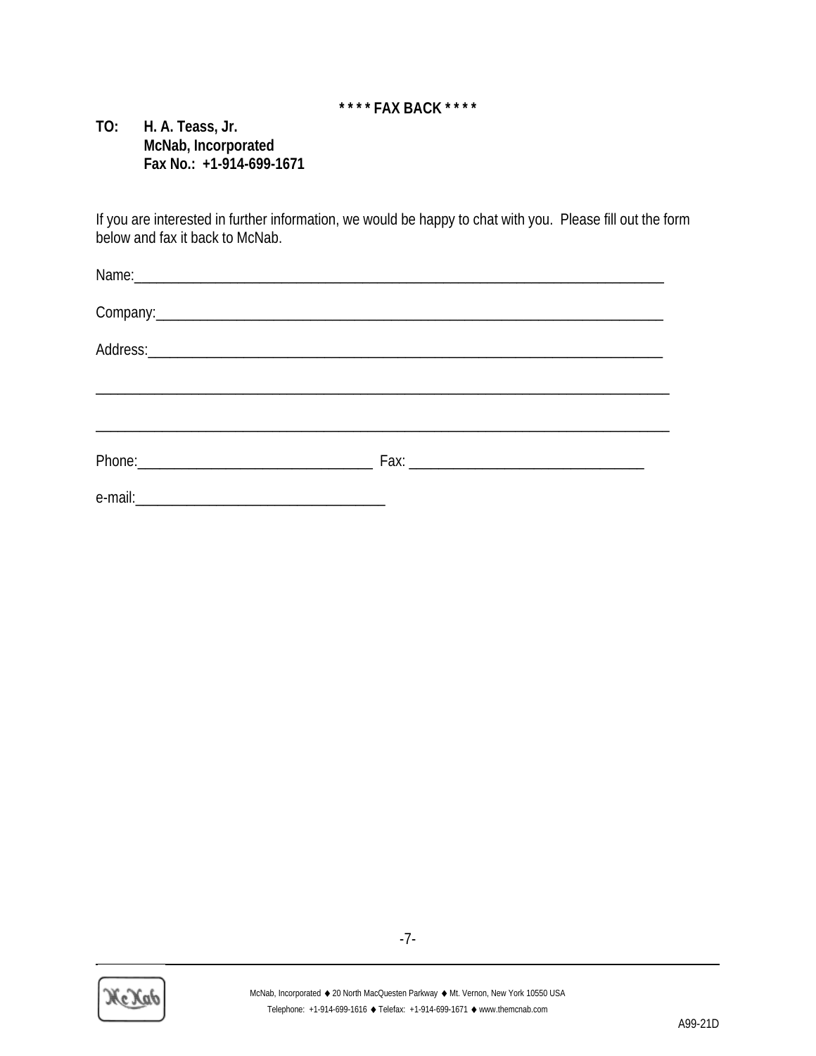**\* \* \* \* FAX BACK \* \* \* \***

**TO: H. A. Teass, Jr.**
**McNab, Incorporated**
**Fax No.: +1-914-699-1671**

If you are interested in further information, we would be happy to chat with you. Please fill out the form below and fax it back to McNab.

Name:______________________________________________________________________

Company:___________________________________________________________________

Address:____________________________________________________________________

_____________________________________________________________________________

_____________________________________________________________________________

Phone:_______________________________ Fax: _______________________________

e-mail:________________________________

McNab, Incorporated ♦ 20 North MacQuesten Parkway ♦ Mt. Vernon, New York 10550 USA
Telephone: +1-914-699-1616 ♦ Telefax: +1-914-699-1671 ♦ www.themcnab.com

A99-21D